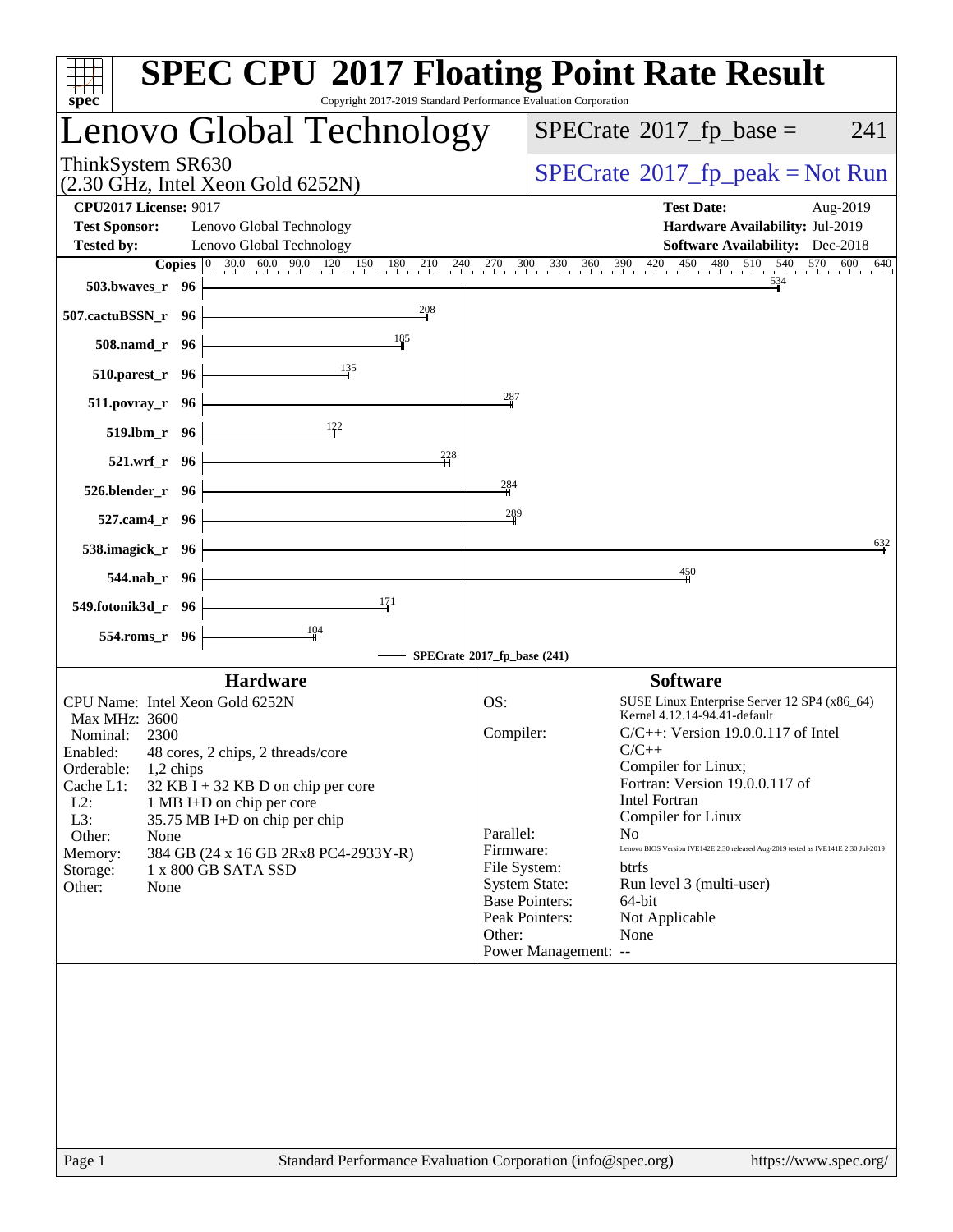# SPEC CPU 2017 Floating Point Rate Result

Copyright 2017-2019 Standard Performance Evaluation Corporation

## Lenovo Global Technology

ThinkSystem SR630
(2.30 GHz, Intel Xeon Gold 6252N)

SPECrate 2017_fp_base = 241

SPECrate 2017_fp_peak = Not Run

**CPU2017 License:** 9017
**Test Sponsor:** Lenovo Global Technology
**Tested by:** Lenovo Global Technology

**Test Date:** Aug-2019
**Hardware Availability:** Jul-2019
**Software Availability:** Dec-2018

| Benchmark | Copies | SPECrate 2017_fp_base |
|---|---|---|
| 503.bwaves_r | 96 | 534 |
| 507.cactuBSSN_r | 96 | 208 |
| 508.namd_r | 96 | 185 |
| 510.parest_r | 96 | 135 |
| 511.povray_r | 96 | 287 |
| 519.lbm_r | 96 | 122 |
| 521.wrf_r | 96 | 228 |
| 526.blender_r | 96 | 284 |
| 527.cam4_r | 96 | 289 |
| 538.imagick_r | 96 | 632 |
| 544.nab_r | 96 | 450 |
| 549.fotonik3d_r | 96 | 171 |
| 554.roms_r | 96 | 104 |

SPECrate 2017_fp_base (241)

### Hardware

CPU Name: Intel Xeon Gold 6252N
Max MHz: 3600
Nominal: 2300
Enabled: 48 cores, 2 chips, 2 threads/core
Orderable: 1,2 chips
Cache L1: 32 KB I + 32 KB D on chip per core
L2: 1 MB I+D on chip per core
L3: 35.75 MB I+D on chip per chip
Other: None
Memory: 384 GB (24 x 16 GB 2Rx8 PC4-2933Y-R)
Storage: 1 x 800 GB SATA SSD
Other: None

### Software

OS: SUSE Linux Enterprise Server 12 SP4 (x86_64) Kernel 4.12.14-94.41-default
Compiler: C/C++: Version 19.0.0.117 of Intel C/C++ Compiler for Linux; Fortran: Version 19.0.0.117 of Intel Fortran Compiler for Linux
Parallel: No
Firmware: Lenovo BIOS Version IVE142E 2.30 released Aug-2019 tested as IVE141E 2.30 Jul-2019
File System: btrfs
System State: Run level 3 (multi-user)
Base Pointers: 64-bit
Peak Pointers: Not Applicable
Other: None
Power Management: --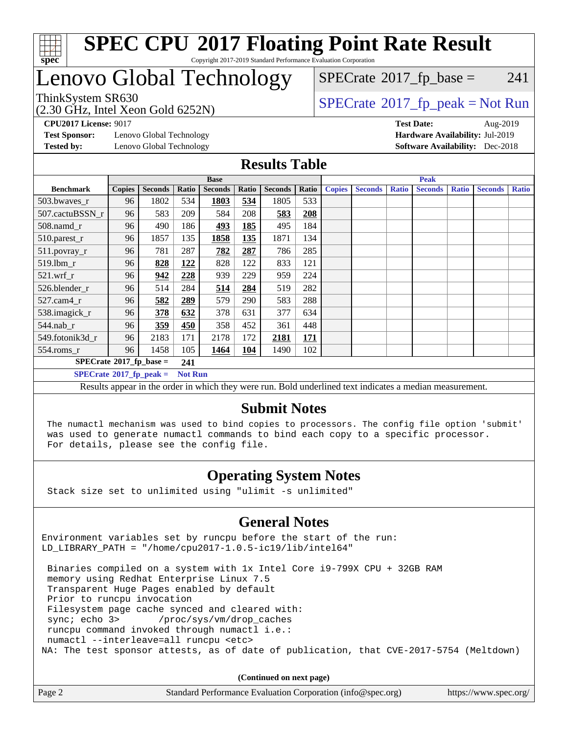# SPEC CPU 2017 Floating Point Rate Result

Copyright 2017-2019 Standard Performance Evaluation Corporation

## Lenovo Global Technology

ThinkSystem SR630
(2.30 GHz, Intel Xeon Gold 6252N)

SPECrate 2017_fp_base = 241

SPECrate 2017_fp_peak = Not Run

**CPU2017 License:** 9017
**Test Sponsor:** Lenovo Global Technology
**Tested by:** Lenovo Global Technology
**Test Date:** Aug-2019
**Hardware Availability:** Jul-2019
**Software Availability:** Dec-2018

## Results Table

| Benchmark | Base | | | | | | | Peak | | | | | | |
|---|---|---|---|---|---|---|---|---|---|---|---|---|---|---|
| | Copies | Seconds | Ratio | Seconds | Ratio | Seconds | Ratio | Copies | Seconds | Ratio | Seconds | Ratio | Seconds | Ratio |
| 503.bwaves_r | 96 | 1802 | 534 | **1803** | **534** | 1805 | 533 | | | | | | | |
| 507.cactuBSSN_r | 96 | 583 | 209 | 584 | 208 | **583** | **208** | | | | | | | |
| 508.namd_r | 96 | 490 | 186 | **493** | **185** | 495 | 184 | | | | | | | |
| 510.parest_r | 96 | 1857 | 135 | **1858** | **135** | 1871 | 134 | | | | | | | |
| 511.povray_r | 96 | 781 | 287 | **782** | **287** | 786 | 285 | | | | | | | |
| 519.lbm_r | 96 | **828** | **122** | 828 | 122 | 833 | 121 | | | | | | | |
| 521.wrf_r | 96 | **942** | **228** | 939 | 229 | 959 | 224 | | | | | | | |
| 526.blender_r | 96 | 514 | 284 | **514** | **284** | 519 | 282 | | | | | | | |
| 527.cam4_r | 96 | **582** | **289** | 579 | 290 | 583 | 288 | | | | | | | |
| 538.imagick_r | 96 | **378** | **632** | 378 | 631 | 377 | 634 | | | | | | | |
| 544.nab_r | 96 | **359** | **450** | 358 | 452 | 361 | 448 | | | | | | | |
| 549.fotonik3d_r | 96 | 2183 | 171 | 2178 | 172 | **2181** | **171** | | | | | | | |
| 554.roms_r | 96 | 1458 | 105 | **1464** | **104** | 1490 | 102 | | | | | | | |

**SPECrate 2017_fp_base = 241**

**SPECrate 2017_fp_peak = Not Run**

Results appear in the order in which they were run. Bold underlined text indicates a median measurement.

## Submit Notes

```
The numactl mechanism was used to bind copies to processors. The config file option 'submit'
was used to generate numactl commands to bind each copy to a specific processor.
For details, please see the config file.
```

## Operating System Notes

```
Stack size set to unlimited using "ulimit -s unlimited"
```

## General Notes

```
Environment variables set by runcpu before the start of the run:
LD_LIBRARY_PATH = "/home/cpu2017-1.0.5-ic19/lib/intel64"

 Binaries compiled on a system with 1x Intel Core i9-799X CPU + 32GB RAM
 memory using Redhat Enterprise Linux 7.5
 Transparent Huge Pages enabled by default
 Prior to runcpu invocation
 Filesystem page cache synced and cleared with:
 sync; echo 3>       /proc/sys/vm/drop_caches
 runcpu command invoked through numactl i.e.:
 numactl --interleave=all runcpu <etc>
NA: The test sponsor attests, as of date of publication, that CVE-2017-5754 (Meltdown)
```

(Continued on next page)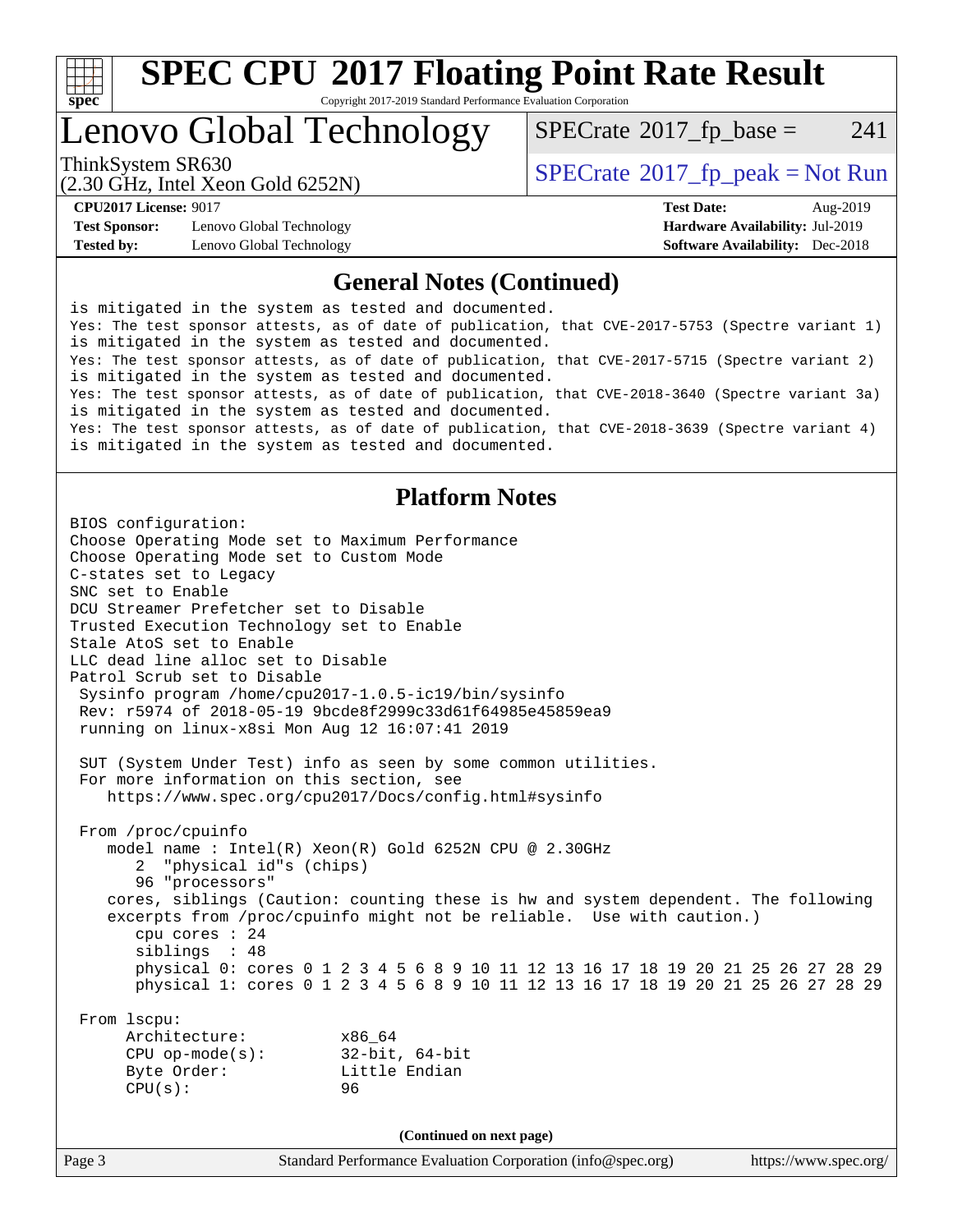# SPEC CPU 2017 Floating Point Rate Result

Copyright 2017-2019 Standard Performance Evaluation Corporation

# Lenovo Global Technology

ThinkSystem SR630
(2.30 GHz, Intel Xeon Gold 6252N)

SPECrate 2017_fp_base = 241

SPECrate 2017_fp_peak = Not Run

**CPU2017 License:** 9017
**Test Sponsor:** Lenovo Global Technology
**Tested by:** Lenovo Global Technology

**Test Date:** Aug-2019
**Hardware Availability:** Jul-2019
**Software Availability:** Dec-2018

## General Notes (Continued)

```
is mitigated in the system as tested and documented.
Yes: The test sponsor attests, as of date of publication, that CVE-2017-5753 (Spectre variant 1)
is mitigated in the system as tested and documented.
Yes: The test sponsor attests, as of date of publication, that CVE-2017-5715 (Spectre variant 2)
is mitigated in the system as tested and documented.
Yes: The test sponsor attests, as of date of publication, that CVE-2018-3640 (Spectre variant 3a)
is mitigated in the system as tested and documented.
Yes: The test sponsor attests, as of date of publication, that CVE-2018-3639 (Spectre variant 4)
is mitigated in the system as tested and documented.
```

## Platform Notes

```
BIOS configuration:
Choose Operating Mode set to Maximum Performance
Choose Operating Mode set to Custom Mode
C-states set to Legacy
SNC set to Enable
DCU Streamer Prefetcher set to Disable
Trusted Execution Technology set to Enable
Stale AtoS set to Enable
LLC dead line alloc set to Disable
Patrol Scrub set to Disable
 Sysinfo program /home/cpu2017-1.0.5-ic19/bin/sysinfo
 Rev: r5974 of 2018-05-19 9bcde8f2999c33d61f64985e45859ea9
 running on linux-x8si Mon Aug 12 16:07:41 2019

 SUT (System Under Test) info as seen by some common utilities.
 For more information on this section, see
    https://www.spec.org/cpu2017/Docs/config.html#sysinfo

 From /proc/cpuinfo
    model name : Intel(R) Xeon(R) Gold 6252N CPU @ 2.30GHz
       2  "physical id"s (chips)
       96 "processors"
    cores, siblings (Caution: counting these is hw and system dependent. The following
    excerpts from /proc/cpuinfo might not be reliable.  Use with caution.)
       cpu cores : 24
       siblings  : 48
       physical 0: cores 0 1 2 3 4 5 6 8 9 10 11 12 13 16 17 18 19 20 21 25 26 27 28 29
       physical 1: cores 0 1 2 3 4 5 6 8 9 10 11 12 13 16 17 18 19 20 21 25 26 27 28 29

 From lscpu:
      Architecture:          x86_64
      CPU op-mode(s):        32-bit, 64-bit
      Byte Order:            Little Endian
      CPU(s):                96
```

**(Continued on next page)**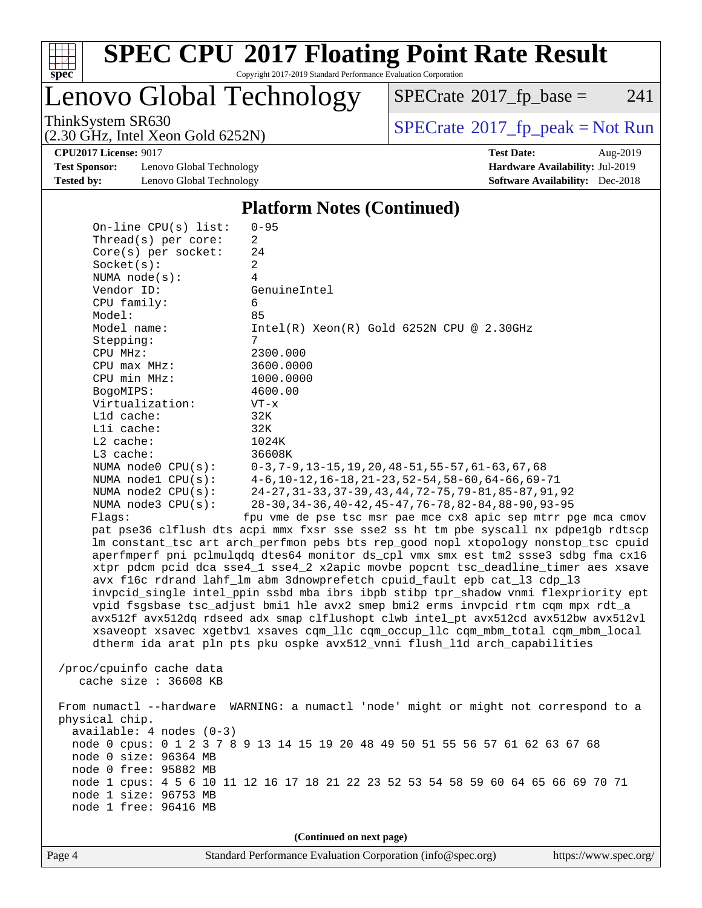# SPEC CPU 2017 Floating Point Rate Result

Copyright 2017-2019 Standard Performance Evaluation Corporation

## Lenovo Global Technology

ThinkSystem SR630
(2.30 GHz, Intel Xeon Gold 6252N)

SPECrate 2017_fp_base = 241

SPECrate 2017_fp_peak = Not Run

**CPU2017 License:** 9017
**Test Sponsor:** Lenovo Global Technology
**Tested by:** Lenovo Global Technology

**Test Date:** Aug-2019
**Hardware Availability:** Jul-2019
**Software Availability:** Dec-2018

### Platform Notes (Continued)

```
    On-line CPU(s) list:   0-95
    Thread(s) per core:    2
    Core(s) per socket:    24
    Socket(s):             2
    NUMA node(s):          4
    Vendor ID:             GenuineIntel
    CPU family:            6
    Model:                 85
    Model name:            Intel(R) Xeon(R) Gold 6252N CPU @ 2.30GHz
    Stepping:              7
    CPU MHz:               2300.000
    CPU max MHz:           3600.0000
    CPU min MHz:           1000.0000
    BogoMIPS:              4600.00
    Virtualization:        VT-x
    L1d cache:             32K
    L1i cache:             32K
    L2 cache:              1024K
    L3 cache:              36608K
    NUMA node0 CPU(s):     0-3,7-9,13-15,19,20,48-51,55-57,61-63,67,68
    NUMA node1 CPU(s):     4-6,10-12,16-18,21-23,52-54,58-60,64-66,69-71
    NUMA node2 CPU(s):     24-27,31-33,37-39,43,44,72-75,79-81,85-87,91,92
    NUMA node3 CPU(s):     28-30,34-36,40-42,45-47,76-78,82-84,88-90,93-95
    Flags:                 fpu vme de pse tsc msr pae mce cx8 apic sep mtrr pge mca cmov
    pat pse36 clflush dts acpi mmx fxsr sse sse2 ss ht tm pbe syscall nx pdpe1gb rdtscp
    lm constant_tsc art arch_perfmon pebs bts rep_good nopl xtopology nonstop_tsc cpuid
    aperfmperf pni pclmulqdq dtes64 monitor ds_cpl vmx smx est tm2 ssse3 sdbg fma cx16
    xtpr pdcm pcid dca sse4_1 sse4_2 x2apic movbe popcnt tsc_deadline_timer aes xsave
    avx f16c rdrand lahf_lm abm 3dnowprefetch cpuid_fault epb cat_l3 cdp_l3
    invpcid_single intel_ppin ssbd mba ibrs ibpb stibp tpr_shadow vnmi flexpriority ept
    vpid fsgsbase tsc_adjust bmi1 hle avx2 smep bmi2 erms invpcid rtm cqm mpx rdt_a
    avx512f avx512dq rdseed adx smap clflushopt clwb intel_pt avx512cd avx512bw avx512vl
    xsaveopt xsavec xgetbv1 xsaves cqm_llc cqm_occup_llc cqm_mbm_total cqm_mbm_local
    dtherm ida arat pln pts pku ospke avx512_vnni flush_l1d arch_capabilities

 /proc/cpuinfo cache data
    cache size : 36608 KB

 From numactl --hardware  WARNING: a numactl 'node' might or might not correspond to a
 physical chip.
   available: 4 nodes (0-3)
   node 0 cpus: 0 1 2 3 7 8 9 13 14 15 19 20 48 49 50 51 55 56 57 61 62 63 67 68
   node 0 size: 96364 MB
   node 0 free: 95882 MB
   node 1 cpus: 4 5 6 10 11 12 16 17 18 21 22 23 52 53 54 58 59 60 64 65 66 69 70 71
   node 1 size: 96753 MB
   node 1 free: 96416 MB
```

(Continued on next page)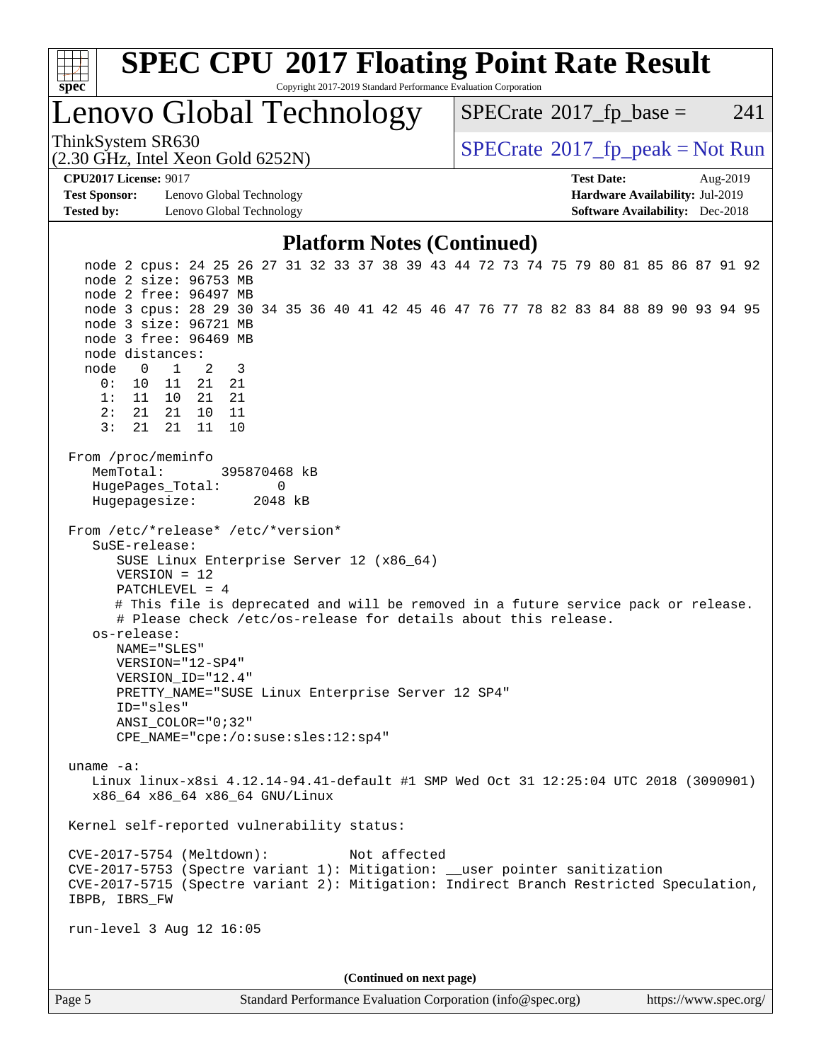## Platform Notes (Continued)

```
   node 2 cpus: 24 25 26 27 31 32 33 37 38 39 43 44 72 73 74 75 79 80 81 85 86 87 91 92
   node 2 size: 96753 MB
   node 2 free: 96497 MB
   node 3 cpus: 28 29 30 34 35 36 40 41 42 45 46 47 76 77 78 82 83 84 88 89 90 93 94 95
   node 3 size: 96721 MB
   node 3 free: 96469 MB
   node distances:
   node   0   1   2   3
     0:  10  11  21  21
     1:  11  10  21  21
     2:  21  21  10  11
     3:  21  21  11  10

 From /proc/meminfo
    MemTotal:       395870468 kB
    HugePages_Total:       0
    Hugepagesize:       2048 kB

 From /etc/*release* /etc/*version*
    SuSE-release:
       SUSE Linux Enterprise Server 12 (x86_64)
       VERSION = 12
       PATCHLEVEL = 4
       # This file is deprecated and will be removed in a future service pack or release.
       # Please check /etc/os-release for details about this release.
    os-release:
       NAME="SLES"
       VERSION="12-SP4"
       VERSION_ID="12.4"
       PRETTY_NAME="SUSE Linux Enterprise Server 12 SP4"
       ID="sles"
       ANSI_COLOR="0;32"
       CPE_NAME="cpe:/o:suse:sles:12:sp4"

 uname -a:
    Linux linux-x8si 4.12.14-94.41-default #1 SMP Wed Oct 31 12:25:04 UTC 2018 (3090901)
    x86_64 x86_64 x86_64 GNU/Linux

 Kernel self-reported vulnerability status:

 CVE-2017-5754 (Meltdown):          Not affected
 CVE-2017-5753 (Spectre variant 1): Mitigation: __user pointer sanitization
 CVE-2017-5715 (Spectre variant 2): Mitigation: Indirect Branch Restricted Speculation,
 IBPB, IBRS_FW

 run-level 3 Aug 12 16:05
```

(Continued on next page)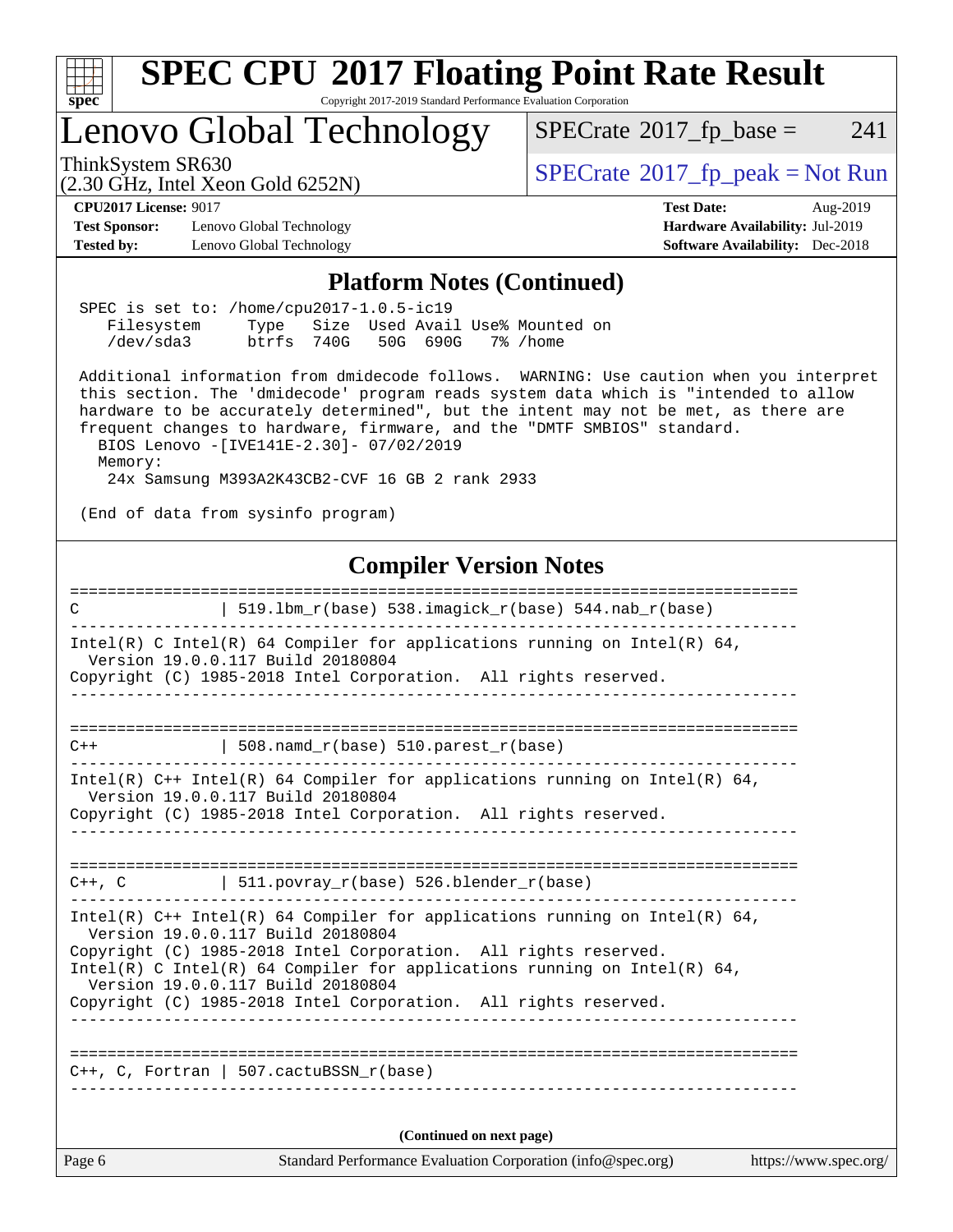# SPEC CPU 2017 Floating Point Rate Result

Copyright 2017-2019 Standard Performance Evaluation Corporation

## Lenovo Global Technology

ThinkSystem SR630
(2.30 GHz, Intel Xeon Gold 6252N)

SPECrate 2017_fp_base = 241

SPECrate 2017_fp_peak = Not Run

**CPU2017 License:** 9017
**Test Sponsor:** Lenovo Global Technology
**Tested by:** Lenovo Global Technology

**Test Date:** Aug-2019
**Hardware Availability:** Jul-2019
**Software Availability:** Dec-2018

## Platform Notes (Continued)

```
 SPEC is set to: /home/cpu2017-1.0.5-ic19
    Filesystem     Type   Size  Used Avail Use% Mounted on
    /dev/sda3      btrfs  740G   50G  690G   7% /home

 Additional information from dmidecode follows.  WARNING: Use caution when you interpret
 this section. The 'dmidecode' program reads system data which is "intended to allow
 hardware to be accurately determined", but the intent may not be met, as there are
 frequent changes to hardware, firmware, and the "DMTF SMBIOS" standard.
   BIOS Lenovo -[IVE141E-2.30]- 07/02/2019
   Memory:
    24x Samsung M393A2K43CB2-CVF 16 GB 2 rank 2933

 (End of data from sysinfo program)
```

## Compiler Version Notes

```
==============================================================================
C               | 519.lbm_r(base) 538.imagick_r(base) 544.nab_r(base)
------------------------------------------------------------------------------
Intel(R) C Intel(R) 64 Compiler for applications running on Intel(R) 64,
  Version 19.0.0.117 Build 20180804
Copyright (C) 1985-2018 Intel Corporation.  All rights reserved.
------------------------------------------------------------------------------

==============================================================================
C++             | 508.namd_r(base) 510.parest_r(base)
------------------------------------------------------------------------------
Intel(R) C++ Intel(R) 64 Compiler for applications running on Intel(R) 64,
  Version 19.0.0.117 Build 20180804
Copyright (C) 1985-2018 Intel Corporation.  All rights reserved.
------------------------------------------------------------------------------

==============================================================================
C++, C          | 511.povray_r(base) 526.blender_r(base)
------------------------------------------------------------------------------
Intel(R) C++ Intel(R) 64 Compiler for applications running on Intel(R) 64,
  Version 19.0.0.117 Build 20180804
Copyright (C) 1985-2018 Intel Corporation.  All rights reserved.
Intel(R) C Intel(R) 64 Compiler for applications running on Intel(R) 64,
  Version 19.0.0.117 Build 20180804
Copyright (C) 1985-2018 Intel Corporation.  All rights reserved.
------------------------------------------------------------------------------

==============================================================================
C++, C, Fortran | 507.cactuBSSN_r(base)
------------------------------------------------------------------------------
```

**(Continued on next page)**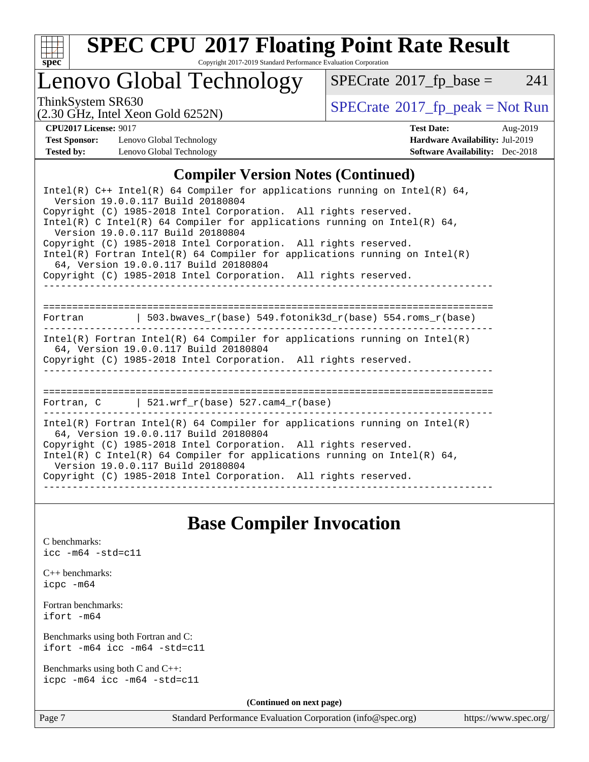## Compiler Version Notes (Continued)

```
Intel(R) C++ Intel(R) 64 Compiler for applications running on Intel(R) 64,
  Version 19.0.0.117 Build 20180804
Copyright (C) 1985-2018 Intel Corporation.  All rights reserved.
Intel(R) C Intel(R) 64 Compiler for applications running on Intel(R) 64,
  Version 19.0.0.117 Build 20180804
Copyright (C) 1985-2018 Intel Corporation.  All rights reserved.
Intel(R) Fortran Intel(R) 64 Compiler for applications running on Intel(R)
  64, Version 19.0.0.117 Build 20180804
Copyright (C) 1985-2018 Intel Corporation.  All rights reserved.
------------------------------------------------------------------------------

==============================================================================
Fortran         | 503.bwaves_r(base) 549.fotonik3d_r(base) 554.roms_r(base)
------------------------------------------------------------------------------
Intel(R) Fortran Intel(R) 64 Compiler for applications running on Intel(R)
  64, Version 19.0.0.117 Build 20180804
Copyright (C) 1985-2018 Intel Corporation.  All rights reserved.
------------------------------------------------------------------------------

==============================================================================
Fortran, C      | 521.wrf_r(base) 527.cam4_r(base)
------------------------------------------------------------------------------
Intel(R) Fortran Intel(R) 64 Compiler for applications running on Intel(R)
  64, Version 19.0.0.117 Build 20180804
Copyright (C) 1985-2018 Intel Corporation.  All rights reserved.
Intel(R) C Intel(R) 64 Compiler for applications running on Intel(R) 64,
  Version 19.0.0.117 Build 20180804
Copyright (C) 1985-2018 Intel Corporation.  All rights reserved.
------------------------------------------------------------------------------
```

## Base Compiler Invocation

C benchmarks:
`icc -m64 -std=c11`

C++ benchmarks:
`icpc -m64`

Fortran benchmarks:
`ifort -m64`

Benchmarks using both Fortran and C:
`ifort -m64 icc -m64 -std=c11`

Benchmarks using both C and C++:
`icpc -m64 icc -m64 -std=c11`

**(Continued on next page)**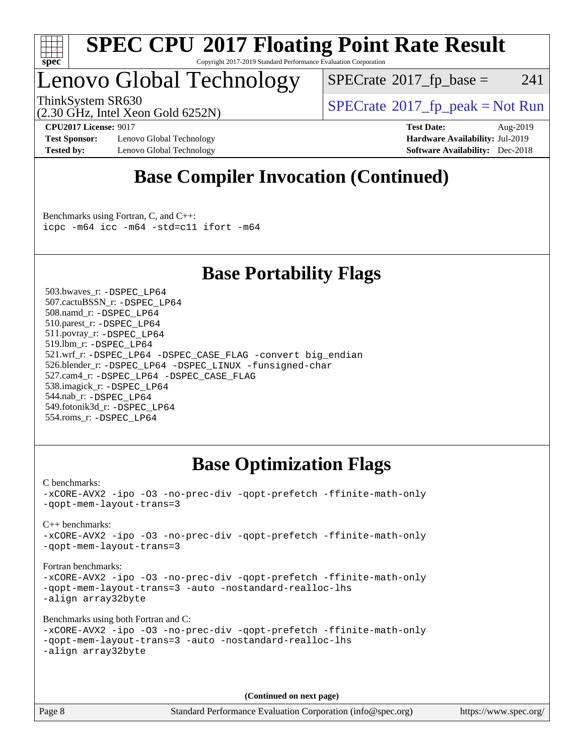# Base Compiler Invocation (Continued)

Benchmarks using Fortran, C, and C++:

```
icpc -m64 icc -m64 -std=c11 ifort -m64
```

# Base Portability Flags

503.bwaves_r: `-DSPEC_LP64`
507.cactuBSSN_r: `-DSPEC_LP64`
508.namd_r: `-DSPEC_LP64`
510.parest_r: `-DSPEC_LP64`
511.povray_r: `-DSPEC_LP64`
519.lbm_r: `-DSPEC_LP64`
521.wrf_r: `-DSPEC_LP64 -DSPEC_CASE_FLAG -convert big_endian`
526.blender_r: `-DSPEC_LP64 -DSPEC_LINUX -funsigned-char`
527.cam4_r: `-DSPEC_LP64 -DSPEC_CASE_FLAG`
538.imagick_r: `-DSPEC_LP64`
544.nab_r: `-DSPEC_LP64`
549.fotonik3d_r: `-DSPEC_LP64`
554.roms_r: `-DSPEC_LP64`

# Base Optimization Flags

C benchmarks:

```
-xCORE-AVX2 -ipo -O3 -no-prec-div -qopt-prefetch -ffinite-math-only
-qopt-mem-layout-trans=3
```

C++ benchmarks:

```
-xCORE-AVX2 -ipo -O3 -no-prec-div -qopt-prefetch -ffinite-math-only
-qopt-mem-layout-trans=3
```

Fortran benchmarks:

```
-xCORE-AVX2 -ipo -O3 -no-prec-div -qopt-prefetch -ffinite-math-only
-qopt-mem-layout-trans=3 -auto -nostandard-realloc-lhs
-align array32byte
```

Benchmarks using both Fortran and C:

```
-xCORE-AVX2 -ipo -O3 -no-prec-div -qopt-prefetch -ffinite-math-only
-qopt-mem-layout-trans=3 -auto -nostandard-realloc-lhs
-align array32byte
```

**(Continued on next page)**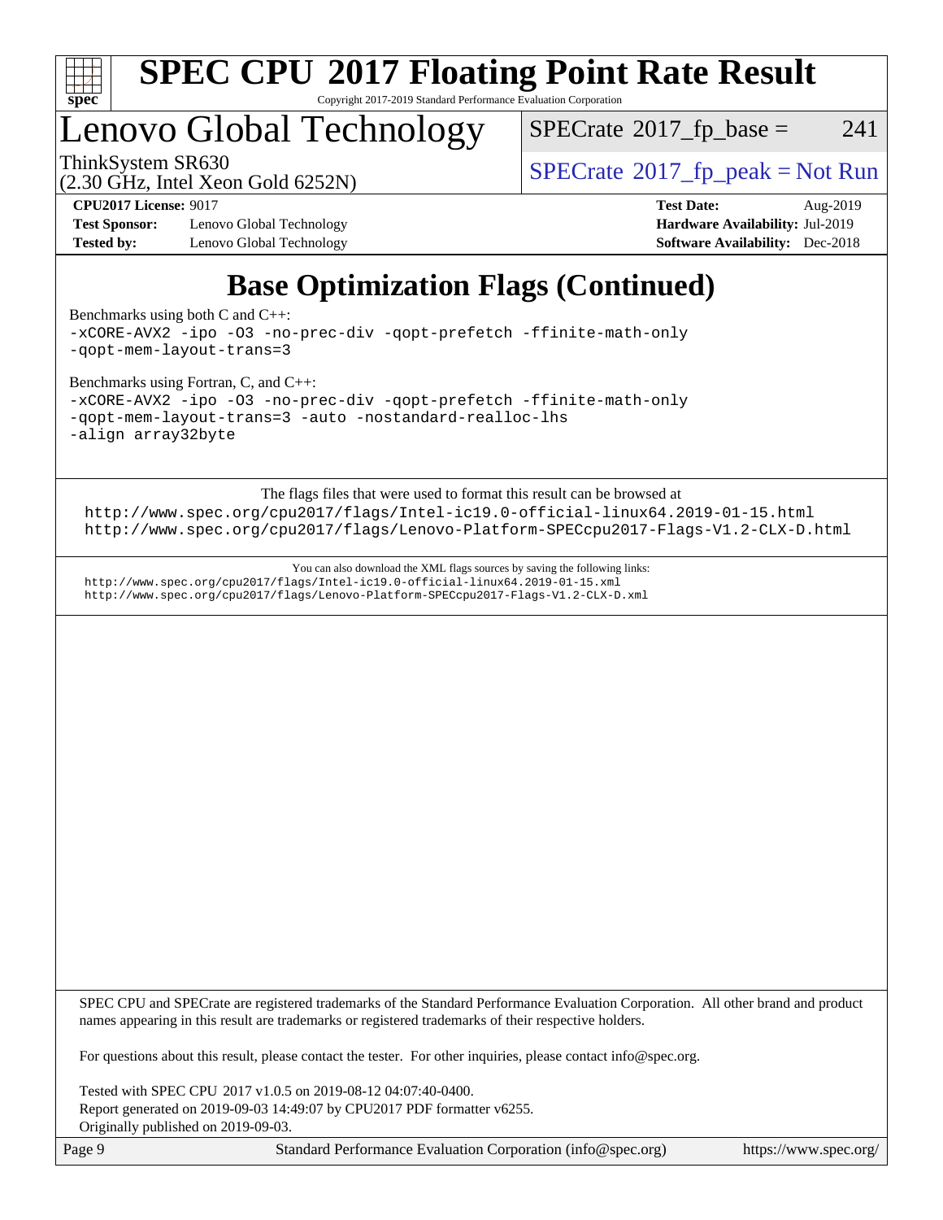# SPEC CPU 2017 Floating Point Rate Result

Copyright 2017-2019 Standard Performance Evaluation Corporation

## Lenovo Global Technology

ThinkSystem SR630
(2.30 GHz, Intel Xeon Gold 6252N)

SPECrate 2017_fp_base = 241

SPECrate 2017_fp_peak = Not Run

**CPU2017 License:** 9017
**Test Sponsor:** Lenovo Global Technology
**Tested by:** Lenovo Global Technology

**Test Date:** Aug-2019
**Hardware Availability:** Jul-2019
**Software Availability:** Dec-2018

## Base Optimization Flags (Continued)

Benchmarks using both C and C++:

```
-xCORE-AVX2 -ipo -O3 -no-prec-div -qopt-prefetch -ffinite-math-only
-qopt-mem-layout-trans=3
```

Benchmarks using Fortran, C, and C++:

```
-xCORE-AVX2 -ipo -O3 -no-prec-div -qopt-prefetch -ffinite-math-only
-qopt-mem-layout-trans=3 -auto -nostandard-realloc-lhs
-align array32byte
```

The flags files that were used to format this result can be browsed at

http://www.spec.org/cpu2017/flags/Intel-ic19.0-official-linux64.2019-01-15.html
http://www.spec.org/cpu2017/flags/Lenovo-Platform-SPECcpu2017-Flags-V1.2-CLX-D.html

You can also download the XML flags sources by saving the following links:

http://www.spec.org/cpu2017/flags/Intel-ic19.0-official-linux64.2019-01-15.xml
http://www.spec.org/cpu2017/flags/Lenovo-Platform-SPECcpu2017-Flags-V1.2-CLX-D.xml

SPEC CPU and SPECrate are registered trademarks of the Standard Performance Evaluation Corporation. All other brand and product names appearing in this result are trademarks or registered trademarks of their respective holders.

For questions about this result, please contact the tester. For other inquiries, please contact info@spec.org.

Tested with SPEC CPU 2017 v1.0.5 on 2019-08-12 04:07:40-0400.
Report generated on 2019-09-03 14:49:07 by CPU2017 PDF formatter v6255.
Originally published on 2019-09-03.